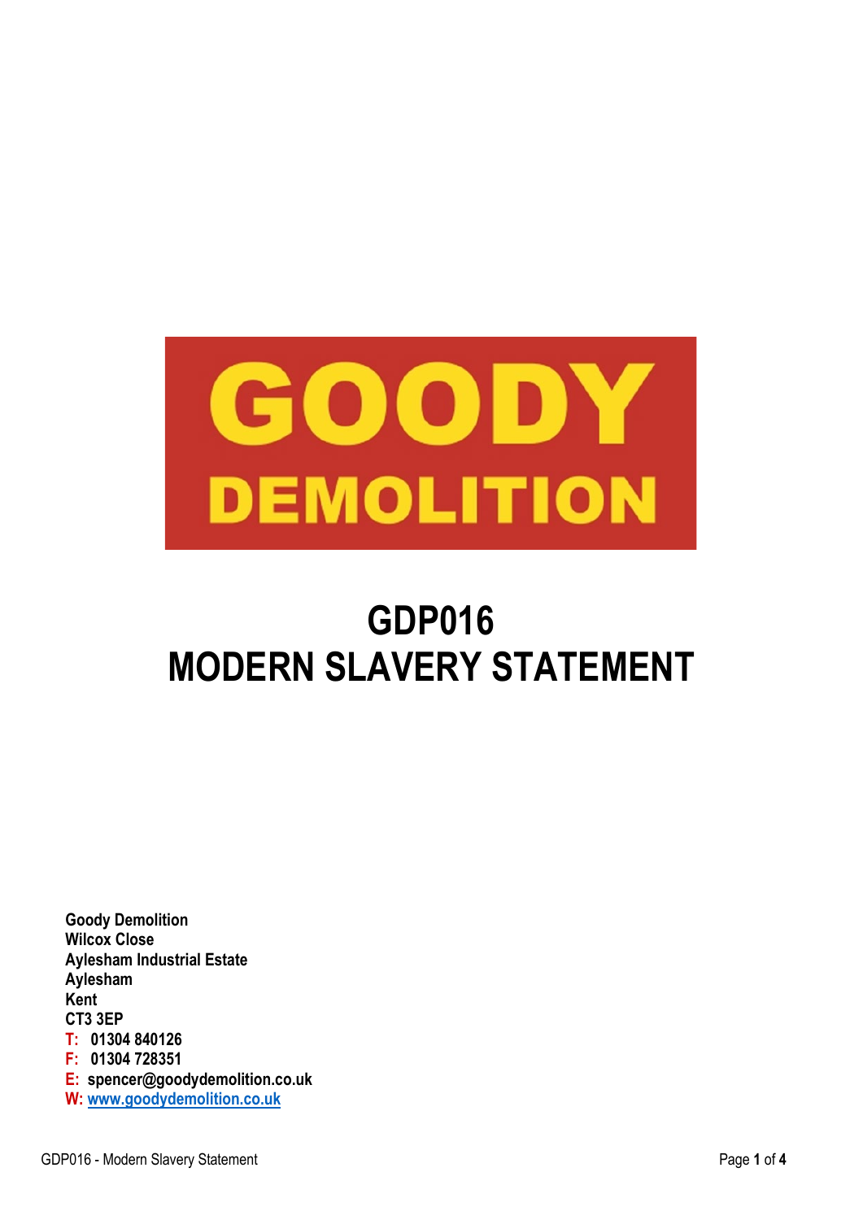GOODY DEMOLITION

# GDP016
# MODERN SLAVERY STATEMENT

**Goody Demolition**
**Wilcox Close**
**Aylesham Industrial Estate**
**Aylesham**
**Kent**
**CT3 3EP**
**T: 01304 840126**
**F: 01304 728351**
**E: spencer@goodydemolition.co.uk**
**W: www.goodydemolition.co.uk**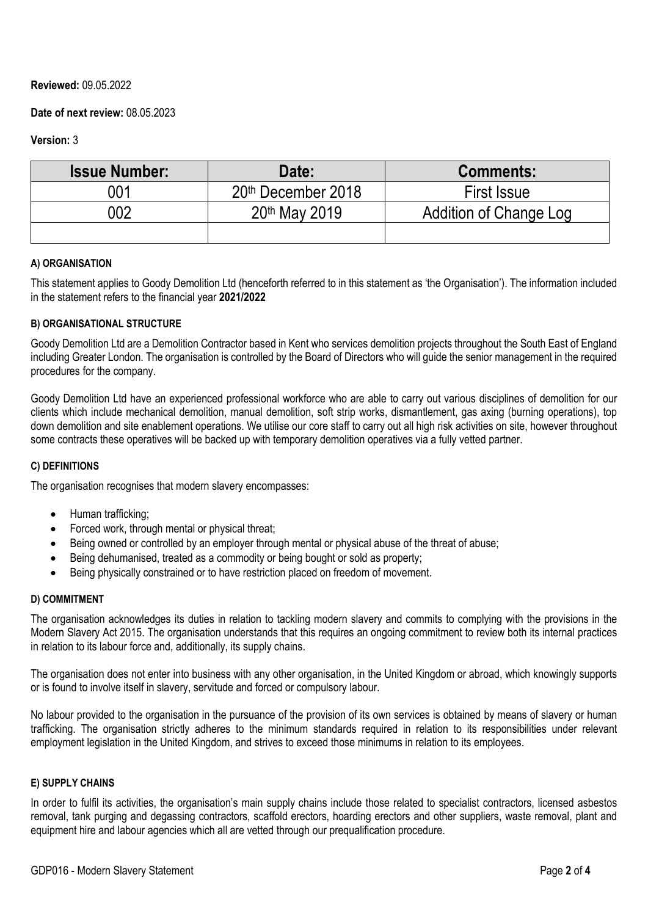**Reviewed:** 09.05.2022

**Date of next review:** 08.05.2023

**Version:** 3

| Issue Number: | Date: | Comments: |
|---|---|---|
| 001 | 20th December 2018 | First Issue |
| 002 | 20th May 2019 | Addition of Change Log |
| | | |

#### A) ORGANISATION

This statement applies to Goody Demolition Ltd (henceforth referred to in this statement as 'the Organisation'). The information included in the statement refers to the financial year **2021/2022**

#### B) ORGANISATIONAL STRUCTURE

Goody Demolition Ltd are a Demolition Contractor based in Kent who services demolition projects throughout the South East of England including Greater London. The organisation is controlled by the Board of Directors who will guide the senior management in the required procedures for the company.

Goody Demolition Ltd have an experienced professional workforce who are able to carry out various disciplines of demolition for our clients which include mechanical demolition, manual demolition, soft strip works, dismantlement, gas axing (burning operations), top down demolition and site enablement operations. We utilise our core staff to carry out all high risk activities on site, however throughout some contracts these operatives will be backed up with temporary demolition operatives via a fully vetted partner.

#### C) DEFINITIONS

The organisation recognises that modern slavery encompasses:

- Human trafficking;
- Forced work, through mental or physical threat;
- Being owned or controlled by an employer through mental or physical abuse of the threat of abuse;
- Being dehumanised, treated as a commodity or being bought or sold as property;
- Being physically constrained or to have restriction placed on freedom of movement.

#### D) COMMITMENT

The organisation acknowledges its duties in relation to tackling modern slavery and commits to complying with the provisions in the Modern Slavery Act 2015. The organisation understands that this requires an ongoing commitment to review both its internal practices in relation to its labour force and, additionally, its supply chains.

The organisation does not enter into business with any other organisation, in the United Kingdom or abroad, which knowingly supports or is found to involve itself in slavery, servitude and forced or compulsory labour.

No labour provided to the organisation in the pursuance of the provision of its own services is obtained by means of slavery or human trafficking. The organisation strictly adheres to the minimum standards required in relation to its responsibilities under relevant employment legislation in the United Kingdom, and strives to exceed those minimums in relation to its employees.

#### E) SUPPLY CHAINS

In order to fulfil its activities, the organisation's main supply chains include those related to specialist contractors, licensed asbestos removal, tank purging and degassing contractors, scaffold erectors, hoarding erectors and other suppliers, waste removal, plant and equipment hire and labour agencies which all are vetted through our prequalification procedure.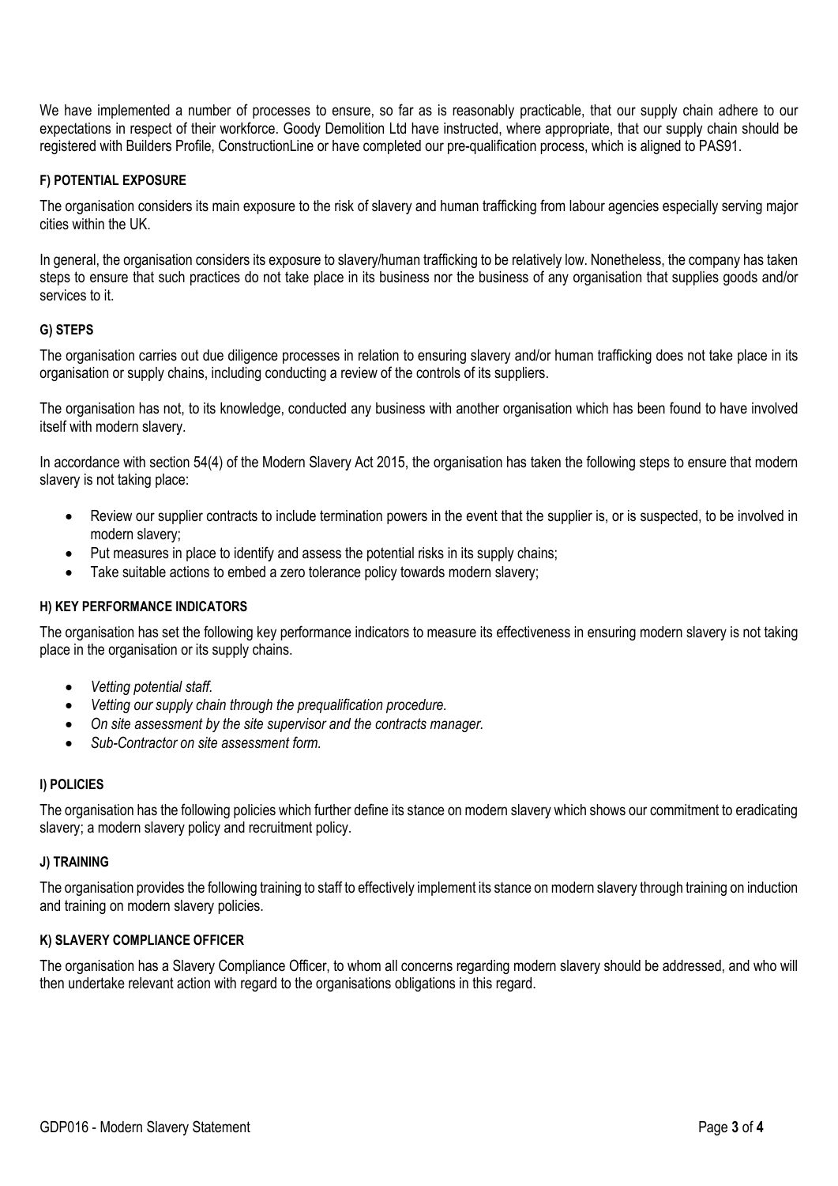We have implemented a number of processes to ensure, so far as is reasonably practicable, that our supply chain adhere to our expectations in respect of their workforce. Goody Demolition Ltd have instructed, where appropriate, that our supply chain should be registered with Builders Profile, ConstructionLine or have completed our pre-qualification process, which is aligned to PAS91.

#### F) POTENTIAL EXPOSURE

The organisation considers its main exposure to the risk of slavery and human trafficking from labour agencies especially serving major cities within the UK.

In general, the organisation considers its exposure to slavery/human trafficking to be relatively low. Nonetheless, the company has taken steps to ensure that such practices do not take place in its business nor the business of any organisation that supplies goods and/or services to it.

#### G) STEPS

The organisation carries out due diligence processes in relation to ensuring slavery and/or human trafficking does not take place in its organisation or supply chains, including conducting a review of the controls of its suppliers.

The organisation has not, to its knowledge, conducted any business with another organisation which has been found to have involved itself with modern slavery.

In accordance with section 54(4) of the Modern Slavery Act 2015, the organisation has taken the following steps to ensure that modern slavery is not taking place:

- Review our supplier contracts to include termination powers in the event that the supplier is, or is suspected, to be involved in modern slavery;
- Put measures in place to identify and assess the potential risks in its supply chains;
- Take suitable actions to embed a zero tolerance policy towards modern slavery;

#### H) KEY PERFORMANCE INDICATORS

The organisation has set the following key performance indicators to measure its effectiveness in ensuring modern slavery is not taking place in the organisation or its supply chains.

- *Vetting potential staff.*
- *Vetting our supply chain through the prequalification procedure.*
- *On site assessment by the site supervisor and the contracts manager.*
- *Sub-Contractor on site assessment form.*

#### I) POLICIES

The organisation has the following policies which further define its stance on modern slavery which shows our commitment to eradicating slavery; a modern slavery policy and recruitment policy.

#### J) TRAINING

The organisation provides the following training to staff to effectively implement its stance on modern slavery through training on induction and training on modern slavery policies.

#### K) SLAVERY COMPLIANCE OFFICER

The organisation has a Slavery Compliance Officer, to whom all concerns regarding modern slavery should be addressed, and who will then undertake relevant action with regard to the organisations obligations in this regard.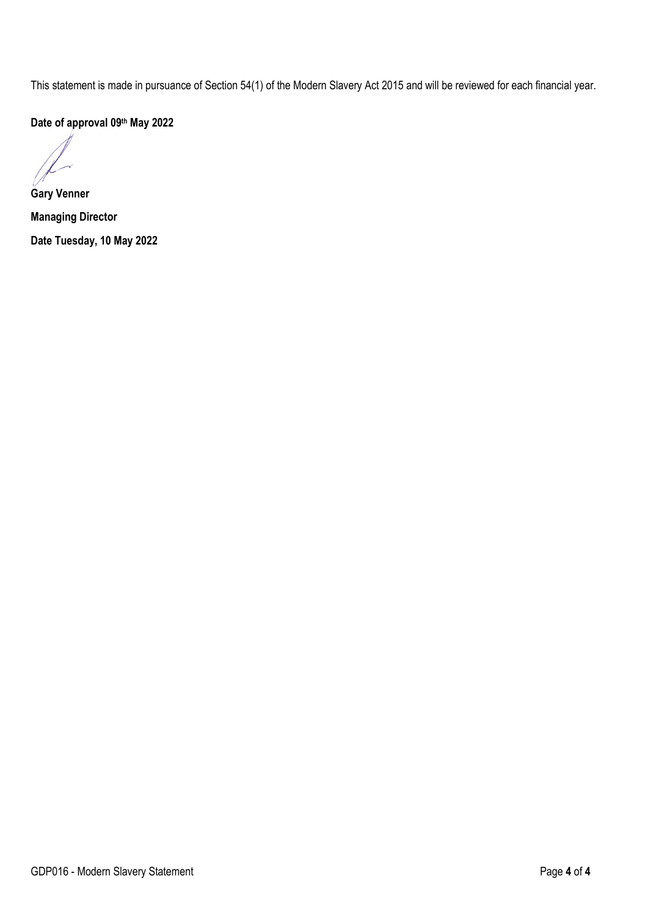This statement is made in pursuance of Section 54(1) of the Modern Slavery Act 2015 and will be reviewed for each financial year.

**Date of approval 09th May 2022**

**Gary Venner**

**Managing Director**

**Date Tuesday, 10 May 2022**